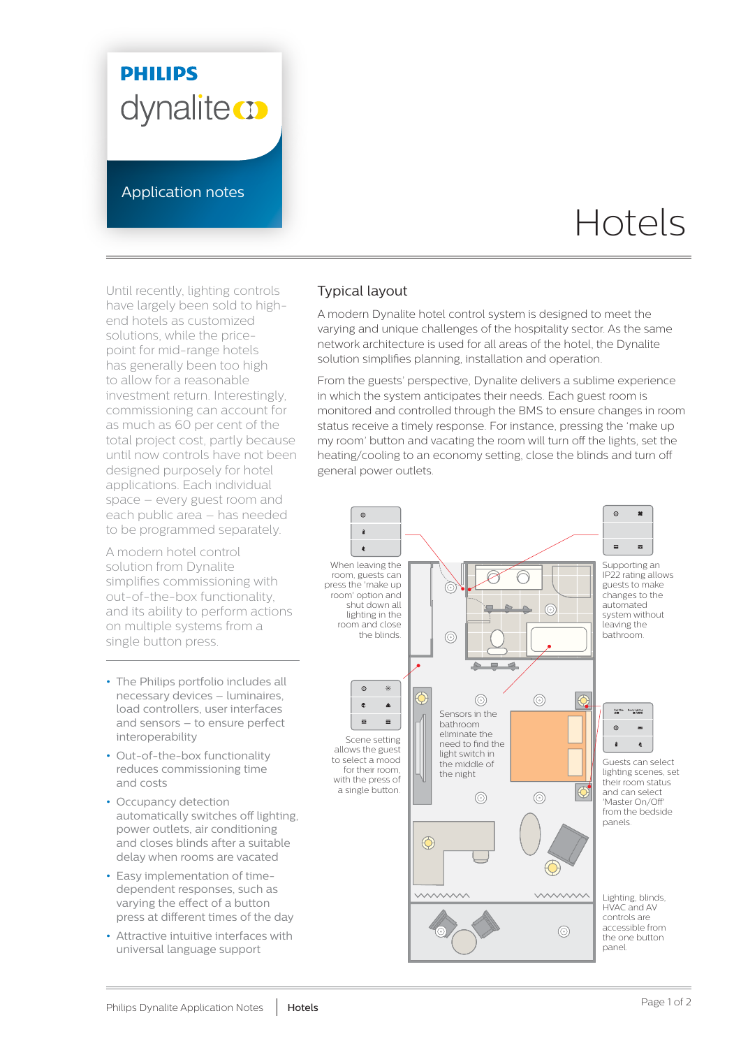# Hotels

PHILIPS dynalite

Application notes

Until recently, lighting controls have largely been sold to high-end hotels as customized solutions, while the price-point for mid-range hotels has generally been too high to allow for a reasonable investment return. Interestingly, commissioning can account for as much as 60 per cent of the total project cost, partly because until now controls have not been designed purposely for hotel applications. Each individual space – every guest room and each public area – has needed to be programmed separately.

A modern hotel control solution from Dynalite simplifies commissioning with out-of-the-box functionality, and its ability to perform actions on multiple systems from a single button press.

- The Philips portfolio includes all necessary devices – luminaires, load controllers, user interfaces and sensors – to ensure perfect interoperability
- Out-of-the-box functionality reduces commissioning time and costs
- Occupancy detection automatically switches off lighting, power outlets, air conditioning and closes blinds after a suitable delay when rooms are vacated
- Easy implementation of time-dependent responses, such as varying the effect of a button press at different times of the day
- Attractive intuitive interfaces with universal language support

## Typical layout

A modern Dynalite hotel control system is designed to meet the varying and unique challenges of the hospitality sector. As the same network architecture is used for all areas of the hotel, the Dynalite solution simplifies planning, installation and operation.

From the guests' perspective, Dynalite delivers a sublime experience in which the system anticipates their needs. Each guest room is monitored and controlled through the BMS to ensure changes in room status receive a timely response. For instance, pressing the 'make up my room' button and vacating the room will turn off the lights, set the heating/cooling to an economy setting, close the blinds and turn off general power outlets.

When leaving the room, guests can press the 'make up room' option and shut down all lighting in the room and close the blinds.

Supporting an IP22 rating allows guests to make changes to the automated system without leaving the bathroom.

Scene setting allows the guest to select a mood for their room, with the press of a single button.

Sensors in the bathroom eliminate the need to find the light switch in the middle of the night

Guests can select lighting scenes, set their room status and can select 'Master On/Off' from the bedside panels.

Lighting, blinds, HVAC and AV controls are accessible from the one button panel.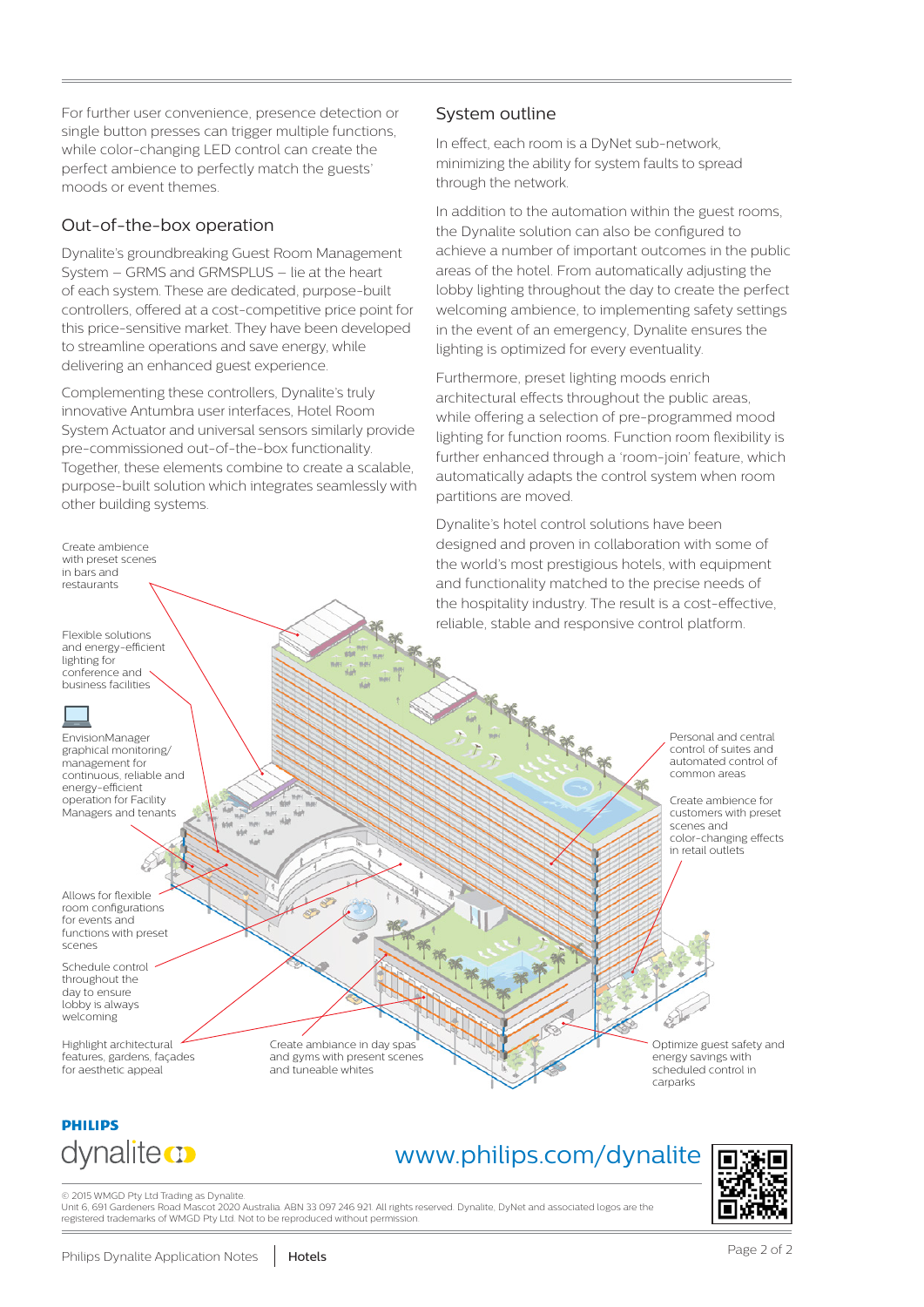For further user convenience, presence detection or single button presses can trigger multiple functions, while color-changing LED control can create the perfect ambience to perfectly match the guests' moods or event themes.

## Out-of-the-box operation

Dynalite's groundbreaking Guest Room Management System – GRMS and GRMSPLUS – lie at the heart of each system. These are dedicated, purpose-built controllers, offered at a cost-competitive price point for this price-sensitive market. They have been developed to streamline operations and save energy, while delivering an enhanced guest experience.

Complementing these controllers, Dynalite's truly innovative Antumbra user interfaces, Hotel Room System Actuator and universal sensors similarly provide pre-commissioned out-of-the-box functionality. Together, these elements combine to create a scalable, purpose-built solution which integrates seamlessly with other building systems.

## System outline

In effect, each room is a DyNet sub-network, minimizing the ability for system faults to spread through the network.

In addition to the automation within the guest rooms, the Dynalite solution can also be configured to achieve a number of important outcomes in the public areas of the hotel. From automatically adjusting the lobby lighting throughout the day to create the perfect welcoming ambience, to implementing safety settings in the event of an emergency, Dynalite ensures the lighting is optimized for every eventuality.

Furthermore, preset lighting moods enrich architectural effects throughout the public areas, while offering a selection of pre-programmed mood lighting for function rooms. Function room flexibility is further enhanced through a 'room-join' feature, which automatically adapts the control system when room partitions are moved.

Dynalite's hotel control solutions have been designed and proven in collaboration with some of the world's most prestigious hotels, with equipment and functionality matched to the precise needs of the hospitality industry. The result is a cost-effective, reliable, stable and responsive control platform.

Create ambience with preset scenes in bars and restaurants

Flexible solutions and energy-efficient lighting for conference and business facilities

EnvisionManager graphical monitoring/ management for continuous, reliable and energy-efficient operation for Facility Managers and tenants

Allows for flexible room configurations for events and functions with preset scenes

Schedule control throughout the day to ensure lobby is always welcoming

Highlight architectural features, gardens, façades for aesthetic appeal

Create ambiance in day spas and gyms with present scenes and tuneable whites

Personal and central control of suites and automated control of common areas

Create ambience for customers with preset scenes and color-changing effects in retail outlets

Optimize guest safety and energy savings with scheduled control in carparks

PHILIPS dynalite

www.philips.com/dynalite

© 2015 WMGD Pty Ltd Trading as Dynalite.
Unit 6, 691 Gardeners Road Mascot 2020 Australia. ABN 33 097 246 921. All rights reserved. Dynalite, DyNet and associated logos are the registered trademarks of WMGD Pty Ltd. Not to be reproduced without permission.